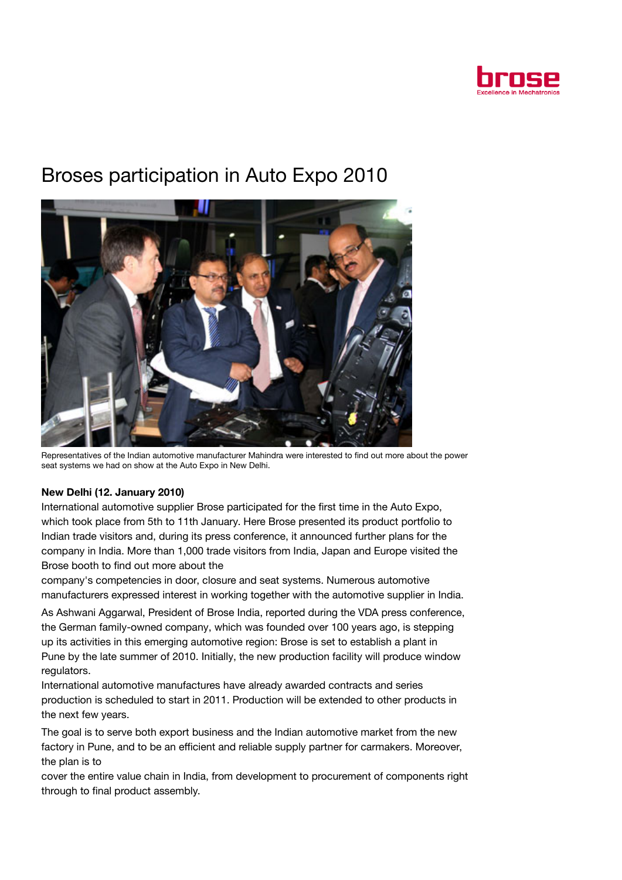# Broses participation in Auto Expo 2010

Representatives of the Indian automotive manufacturer Mahindra were interested to find out more about the power seat systems we had on show at the Auto Expo in New Delhi.

**New Delhi (12. January 2010)**

International automotive supplier Brose participated for the first time in the Auto Expo, which took place from 5th to 11th January. Here Brose presented its product portfolio to Indian trade visitors and, during its press conference, it announced further plans for the company in India. More than 1,000 trade visitors from India, Japan and Europe visited the Brose booth to find out more about the company's competencies in door, closure and seat systems. Numerous automotive manufacturers expressed interest in working together with the automotive supplier in India.

As Ashwani Aggarwal, President of Brose India, reported during the VDA press conference, the German family-owned company, which was founded over 100 years ago, is stepping up its activities in this emerging automotive region: Brose is set to establish a plant in Pune by the late summer of 2010. Initially, the new production facility will produce window regulators.

International automotive manufactures have already awarded contracts and series production is scheduled to start in 2011. Production will be extended to other products in the next few years.

The goal is to serve both export business and the Indian automotive market from the new factory in Pune, and to be an efficient and reliable supply partner for carmakers. Moreover, the plan is to cover the entire value chain in India, from development to procurement of components right through to final product assembly.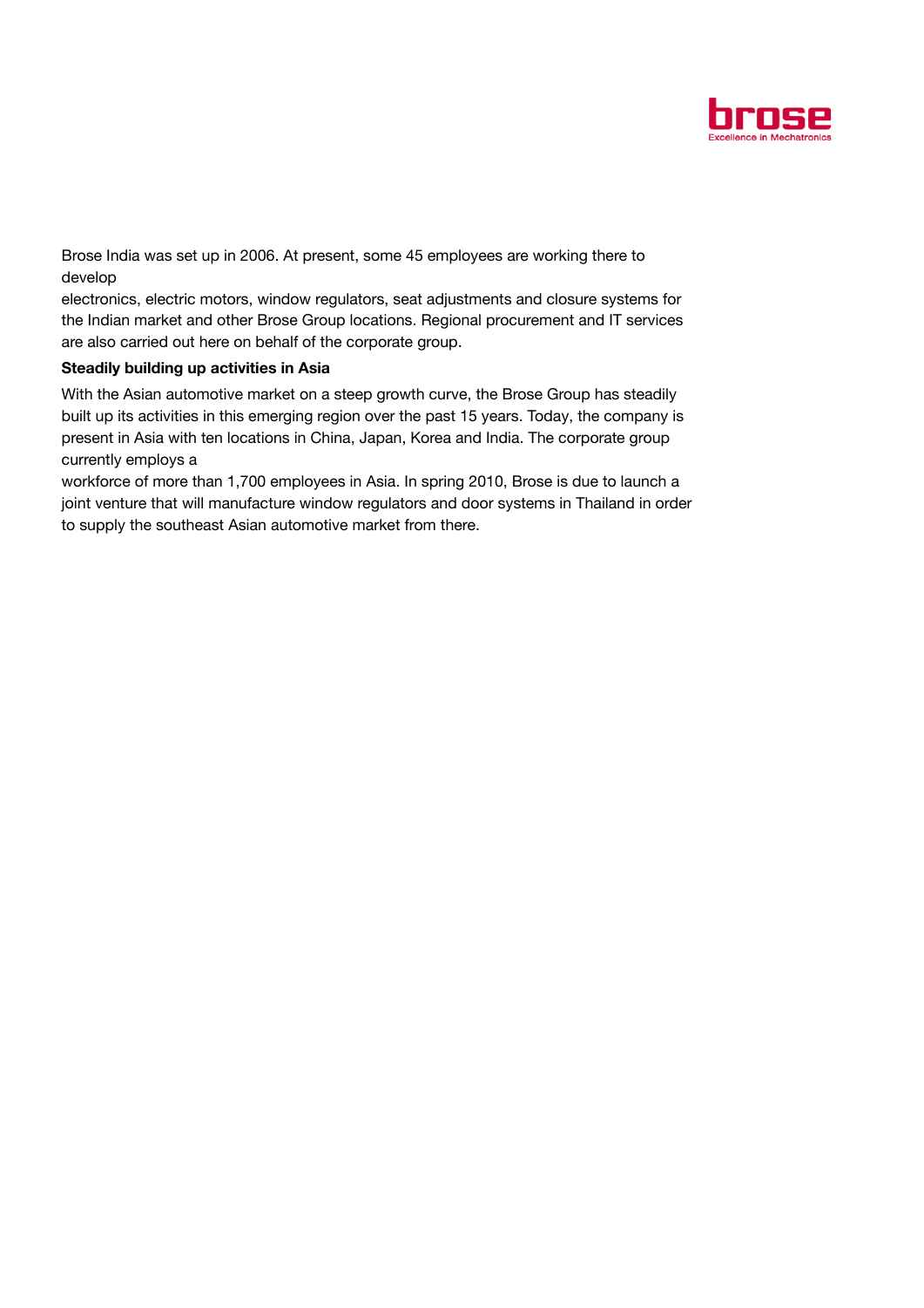Brose India was set up in 2006. At present, some 45 employees are working there to develop electronics, electric motors, window regulators, seat adjustments and closure systems for the Indian market and other Brose Group locations. Regional procurement and IT services are also carried out here on behalf of the corporate group.

**Steadily building up activities in Asia**

With the Asian automotive market on a steep growth curve, the Brose Group has steadily built up its activities in this emerging region over the past 15 years. Today, the company is present in Asia with ten locations in China, Japan, Korea and India. The corporate group currently employs a workforce of more than 1,700 employees in Asia. In spring 2010, Brose is due to launch a joint venture that will manufacture window regulators and door systems in Thailand in order to supply the southeast Asian automotive market from there.